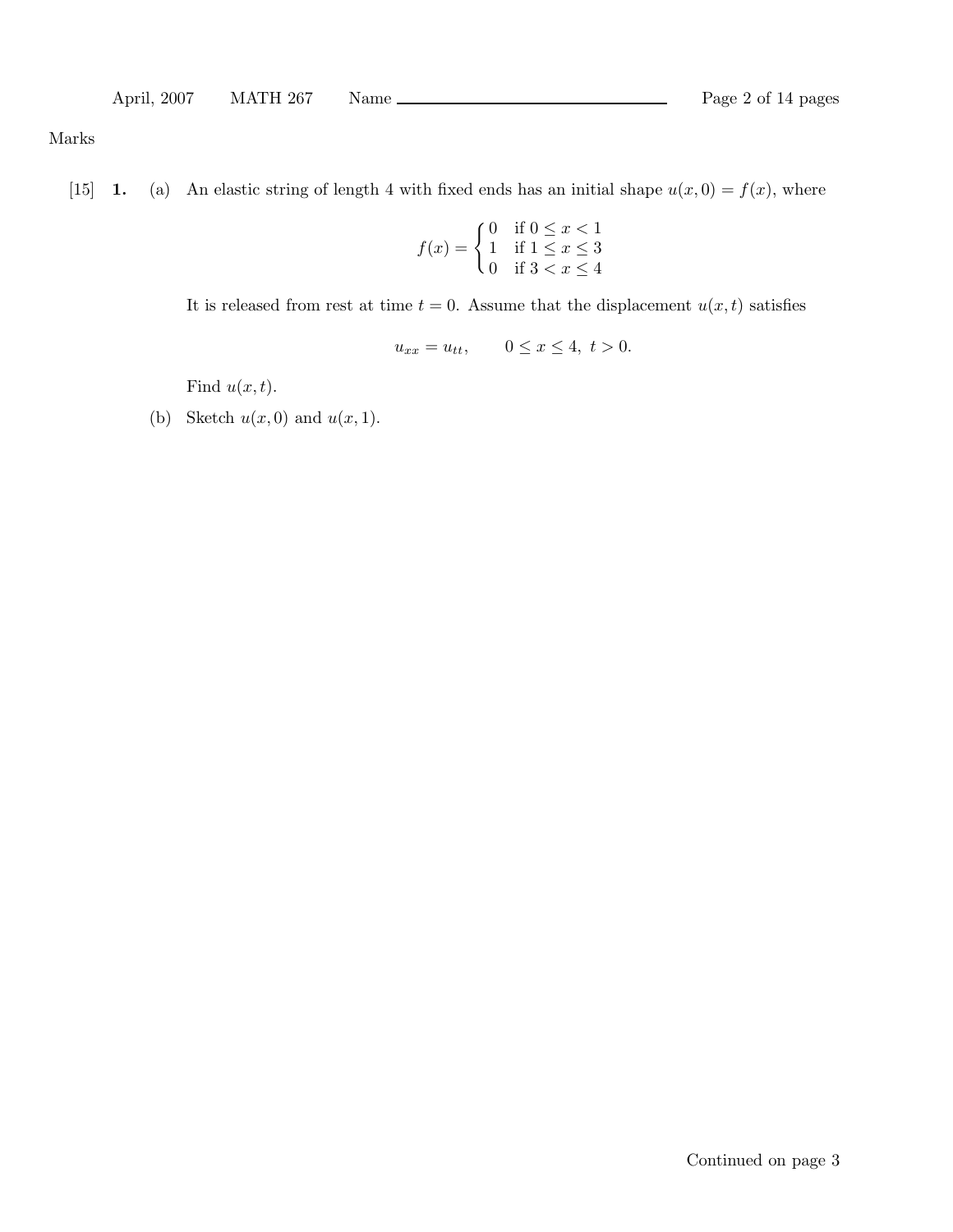Marks

[15] **1.** (a) An elastic string of length 4 with fixed ends has an initial shape $u(x,0) = f(x)$, where

$$f(x) = \begin{cases} 0 & \text{if } 0 \le x < 1 \\ 1 & \text{if } 1 \le x \le 3 \\ 0 & \text{if } 3 < x \le 4 \end{cases}$$

It is released from rest at time $t = 0$. Assume that the displacement $u(x,t)$ satisfies

$$u_{xx} = u_{tt}, \qquad 0 \le x \le 4, \ t > 0.$$

Find $u(x,t)$.

(b) Sketch $u(x,0)$ and $u(x,1)$.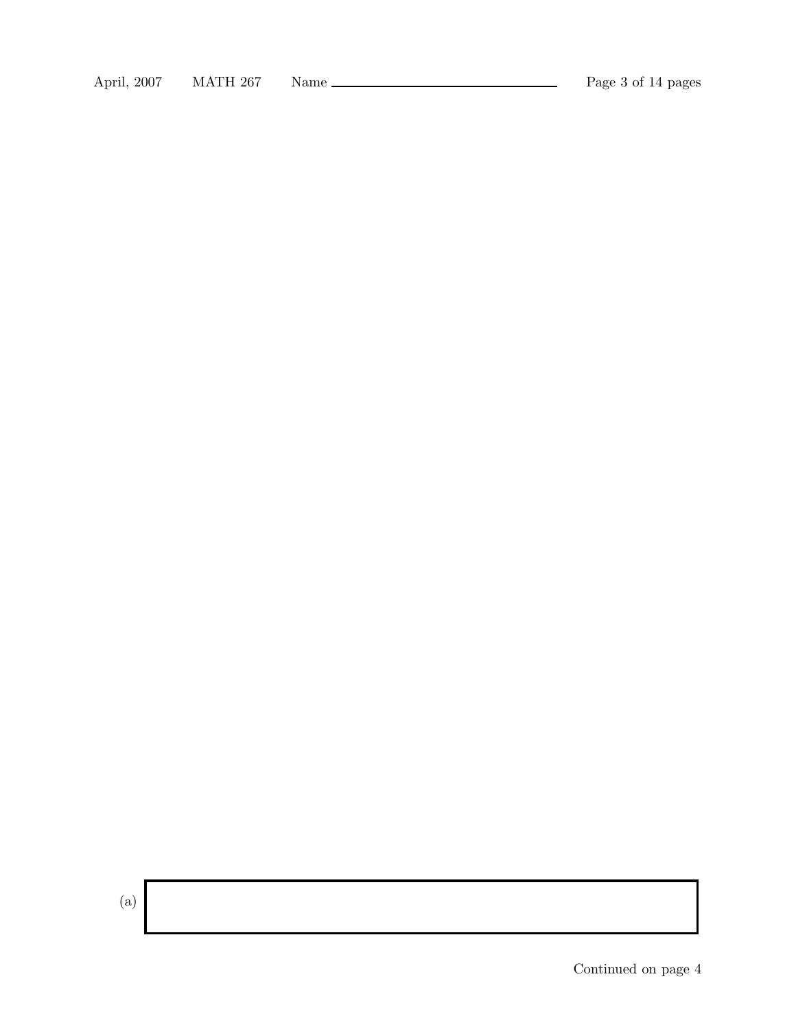(a)

Continued on page 4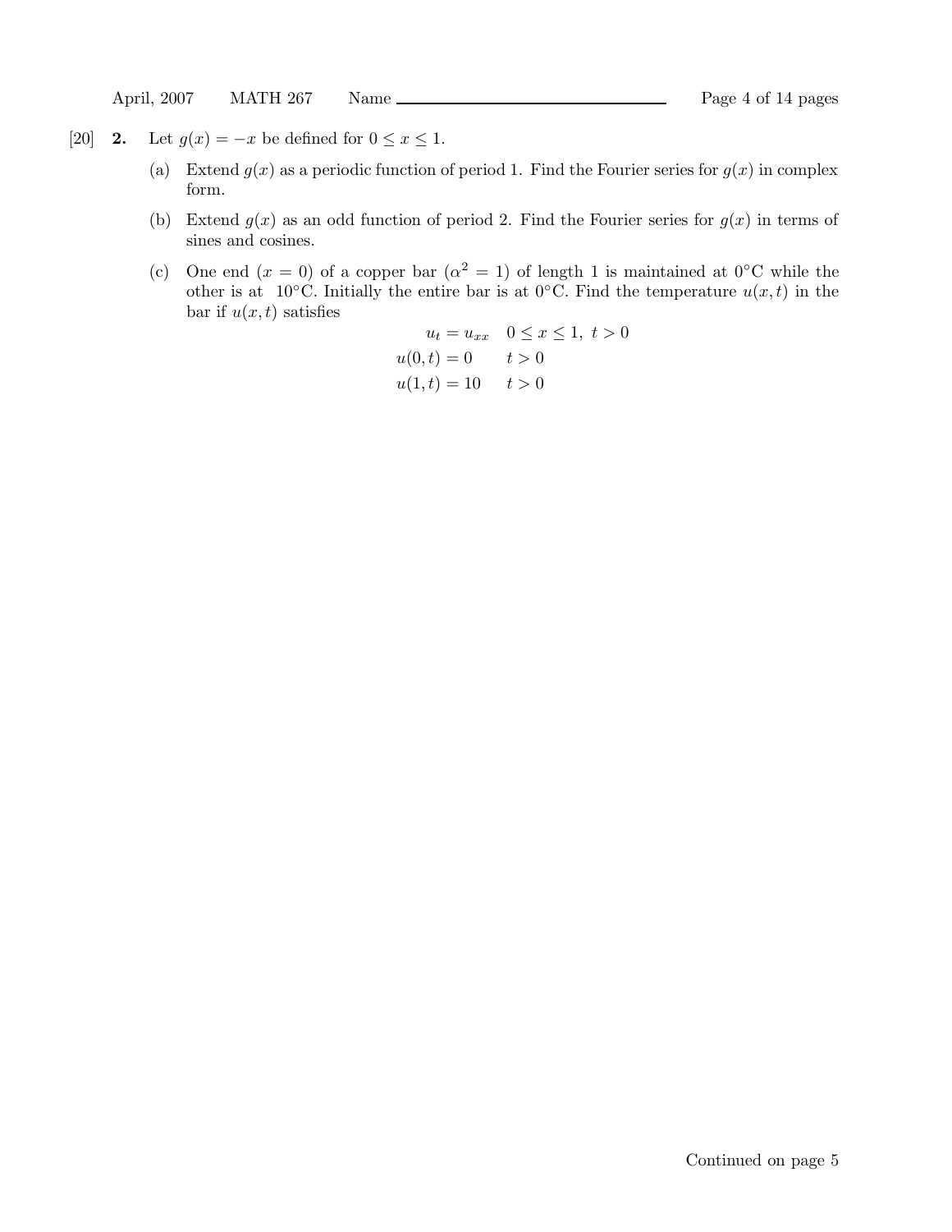[20] **2.** Let $g(x) = -x$ be defined for $0 \leq x \leq 1$.

(a) Extend $g(x)$ as a periodic function of period 1. Find the Fourier series for $g(x)$ in complex form.

(b) Extend $g(x)$ as an odd function of period 2. Find the Fourier series for $g(x)$ in terms of sines and cosines.

(c) One end ($x = 0$) of a copper bar ($\alpha^2 = 1$) of length 1 is maintained at 0°C while the other is at 10°C. Initially the entire bar is at 0°C. Find the temperature $u(x,t)$ in the bar if $u(x,t)$ satisfies

$$
\begin{aligned}
u_t &= u_{xx} \quad 0 \leq x \leq 1,\ t > 0 \\
u(0,t) &= 0 \qquad t > 0 \\
u(1,t) &= 10 \qquad t > 0
\end{aligned}
$$

Continued on page 5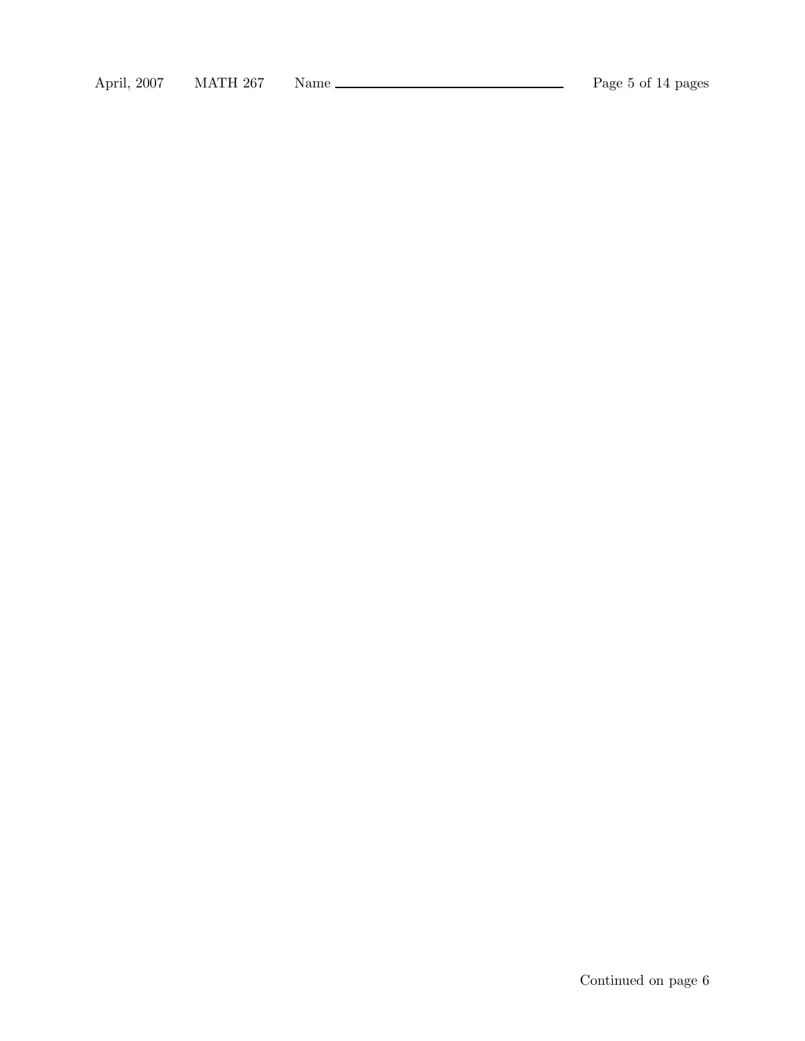Continued on page 6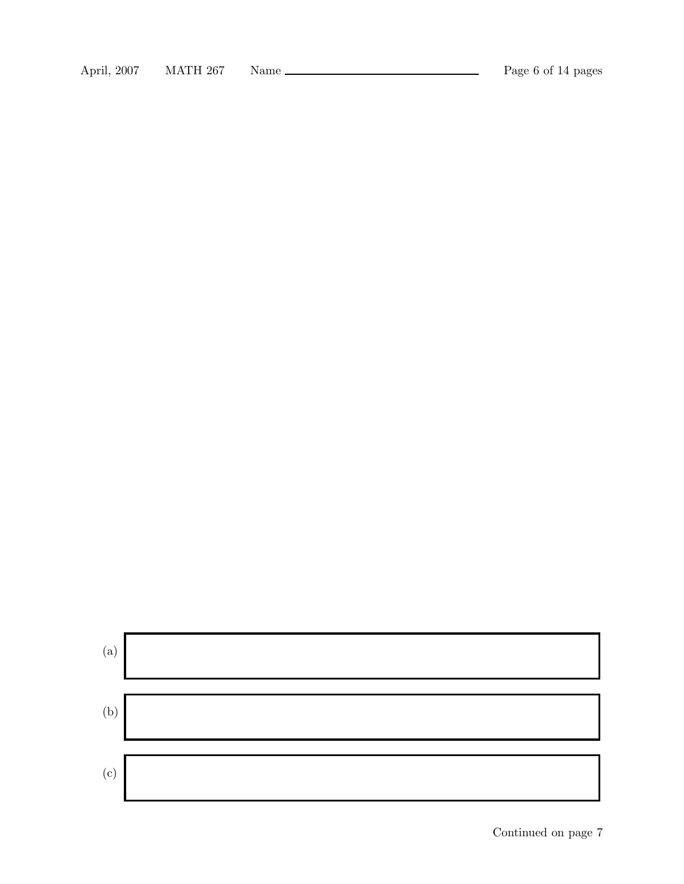(a)

(b)

(c)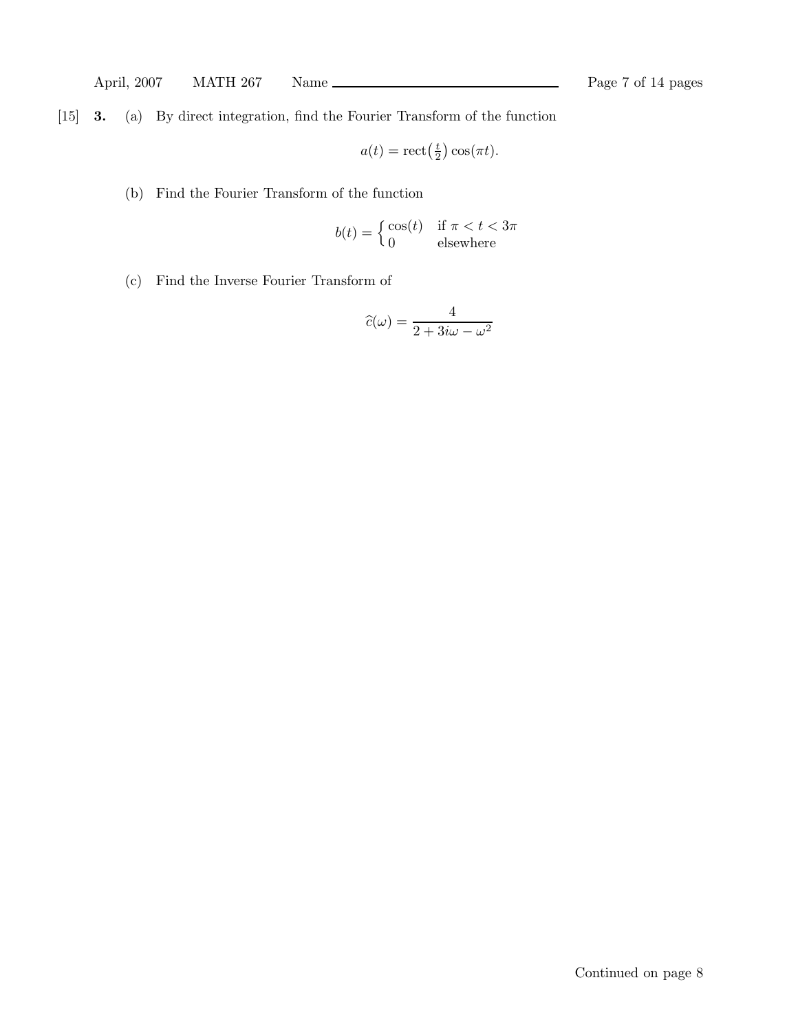[15] **3.** (a) By direct integration, find the Fourier Transform of the function

$$a(t) = \text{rect}\left(\tfrac{t}{2}\right)\cos(\pi t).$$

(b) Find the Fourier Transform of the function

$$b(t) = \begin{cases} \cos(t) & \text{if } \pi < t < 3\pi \\ 0 & \text{elsewhere} \end{cases}$$

(c) Find the Inverse Fourier Transform of

$$\widehat{c}(\omega) = \frac{4}{2 + 3i\omega - \omega^2}$$

Continued on page 8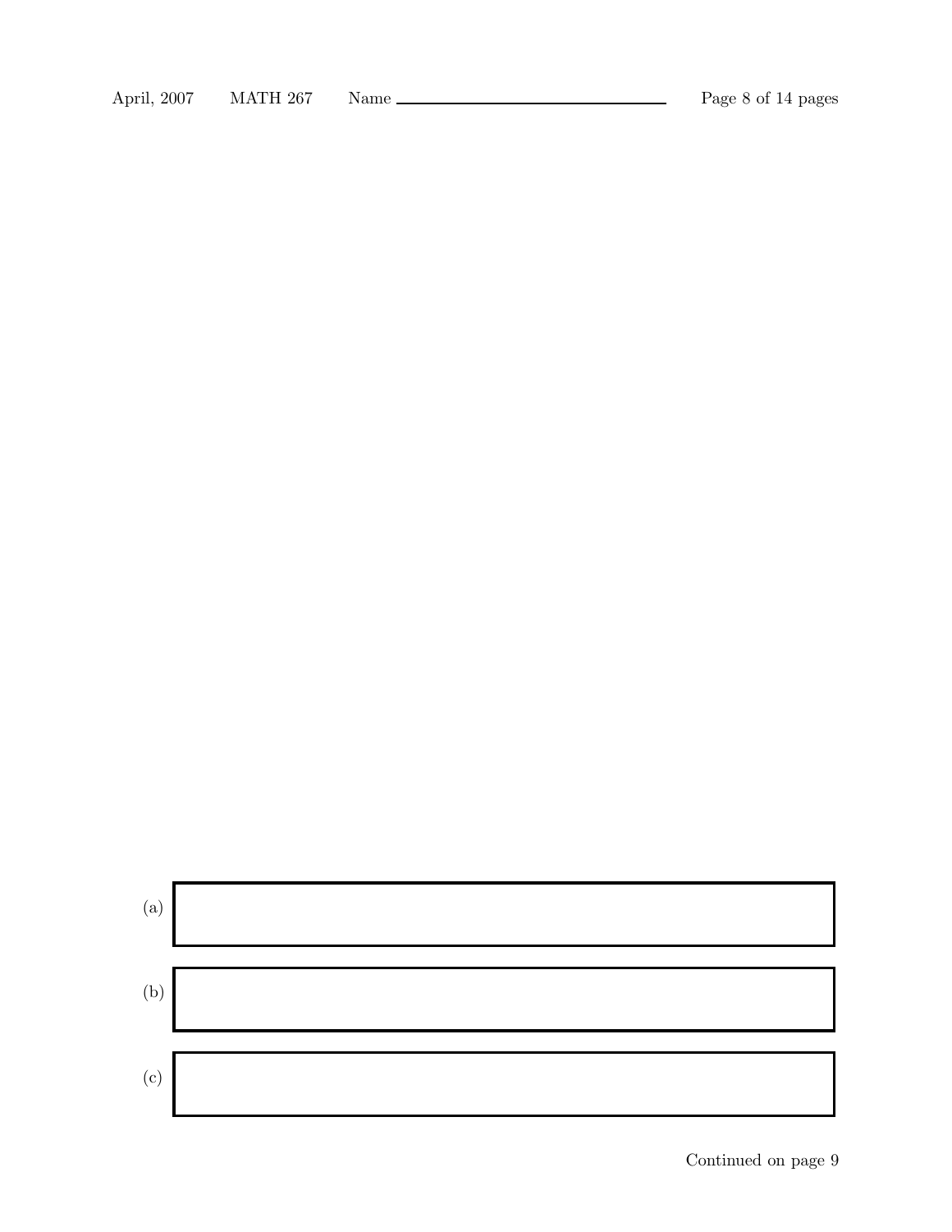(a)

(b)

(c)

Continued on page 9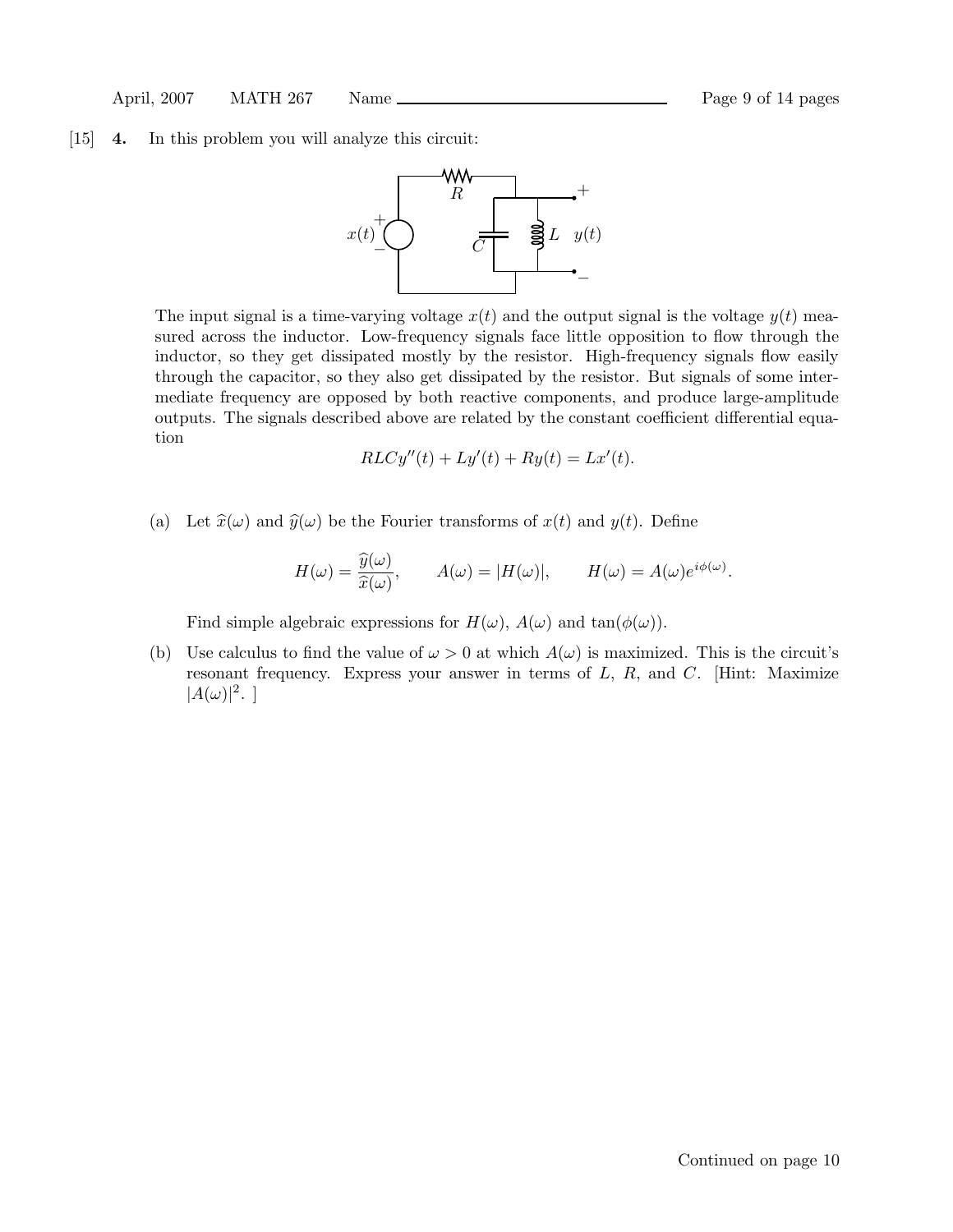[15] **4.** In this problem you will analyze this circuit:

The input signal is a time-varying voltage $x(t)$ and the output signal is the voltage $y(t)$ measured across the inductor. Low-frequency signals face little opposition to flow through the inductor, so they get dissipated mostly by the resistor. High-frequency signals flow easily through the capacitor, so they also get dissipated by the resistor. But signals of some intermediate frequency are opposed by both reactive components, and produce large-amplitude outputs. The signals described above are related by the constant coefficient differential equation

$$RLCy''(t) + Ly'(t) + Ry(t) = Lx'(t).$$

(a) Let $\widehat{x}(\omega)$ and $\widehat{y}(\omega)$ be the Fourier transforms of $x(t)$ and $y(t)$. Define

$$H(\omega) = \frac{\widehat{y}(\omega)}{\widehat{x}(\omega)}, \qquad A(\omega) = |H(\omega)|, \qquad H(\omega) = A(\omega)e^{i\phi(\omega)}.$$

Find simple algebraic expressions for $H(\omega)$, $A(\omega)$ and $\tan(\phi(\omega))$.

(b) Use calculus to find the value of $\omega > 0$ at which $A(\omega)$ is maximized. This is the circuit's resonant frequency. Express your answer in terms of $L$, $R$, and $C$. [Hint: Maximize $|A(\omega)|^2$. ]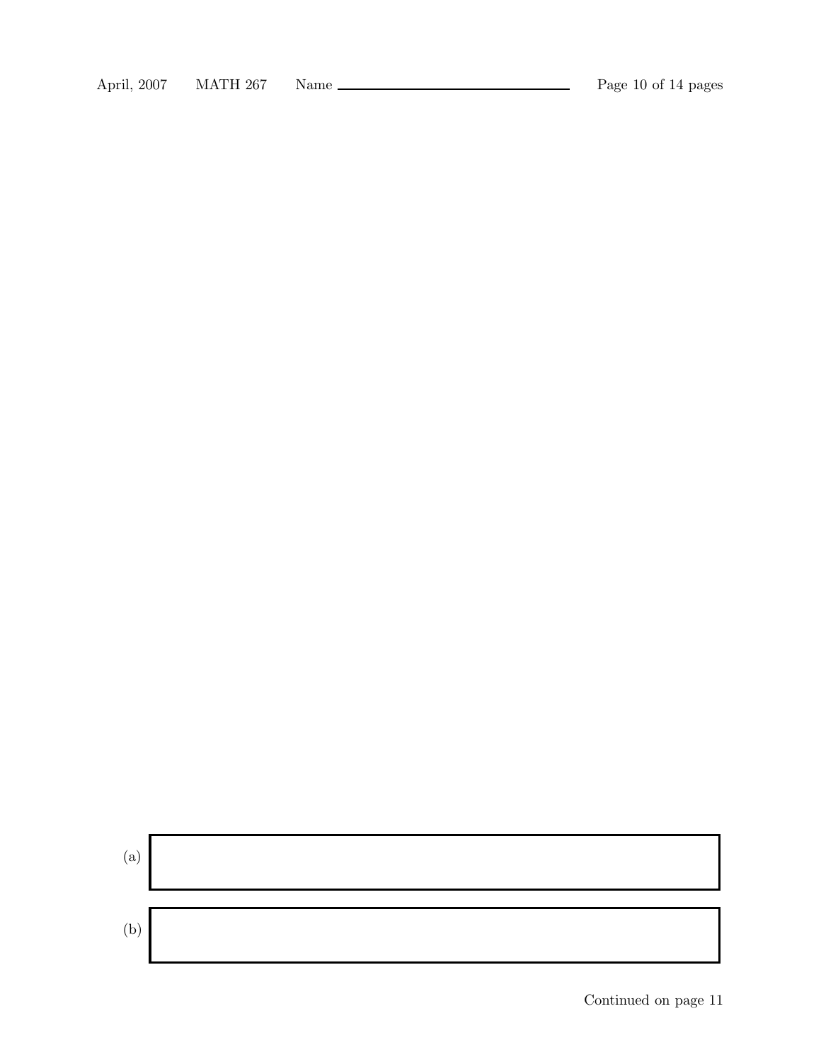(a) 

(b) 

Continued on page 11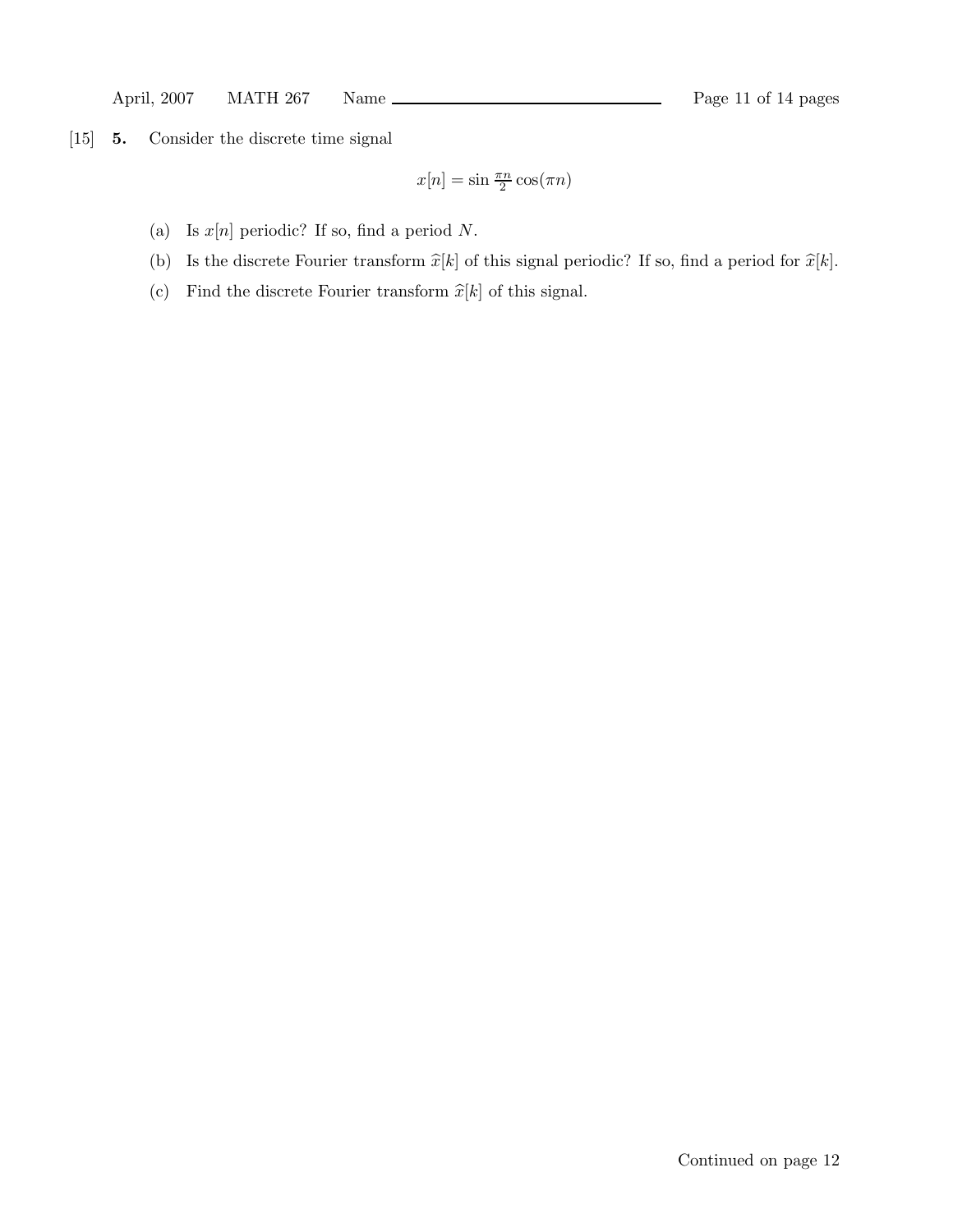[15] **5.** Consider the discrete time signal

$$x[n] = \sin \tfrac{\pi n}{2} \cos(\pi n)$$

(a) Is $x[n]$ periodic? If so, find a period $N$.

(b) Is the discrete Fourier transform $\widehat{x}[k]$ of this signal periodic? If so, find a period for $\widehat{x}[k]$.

(c) Find the discrete Fourier transform $\widehat{x}[k]$ of this signal.

Continued on page 12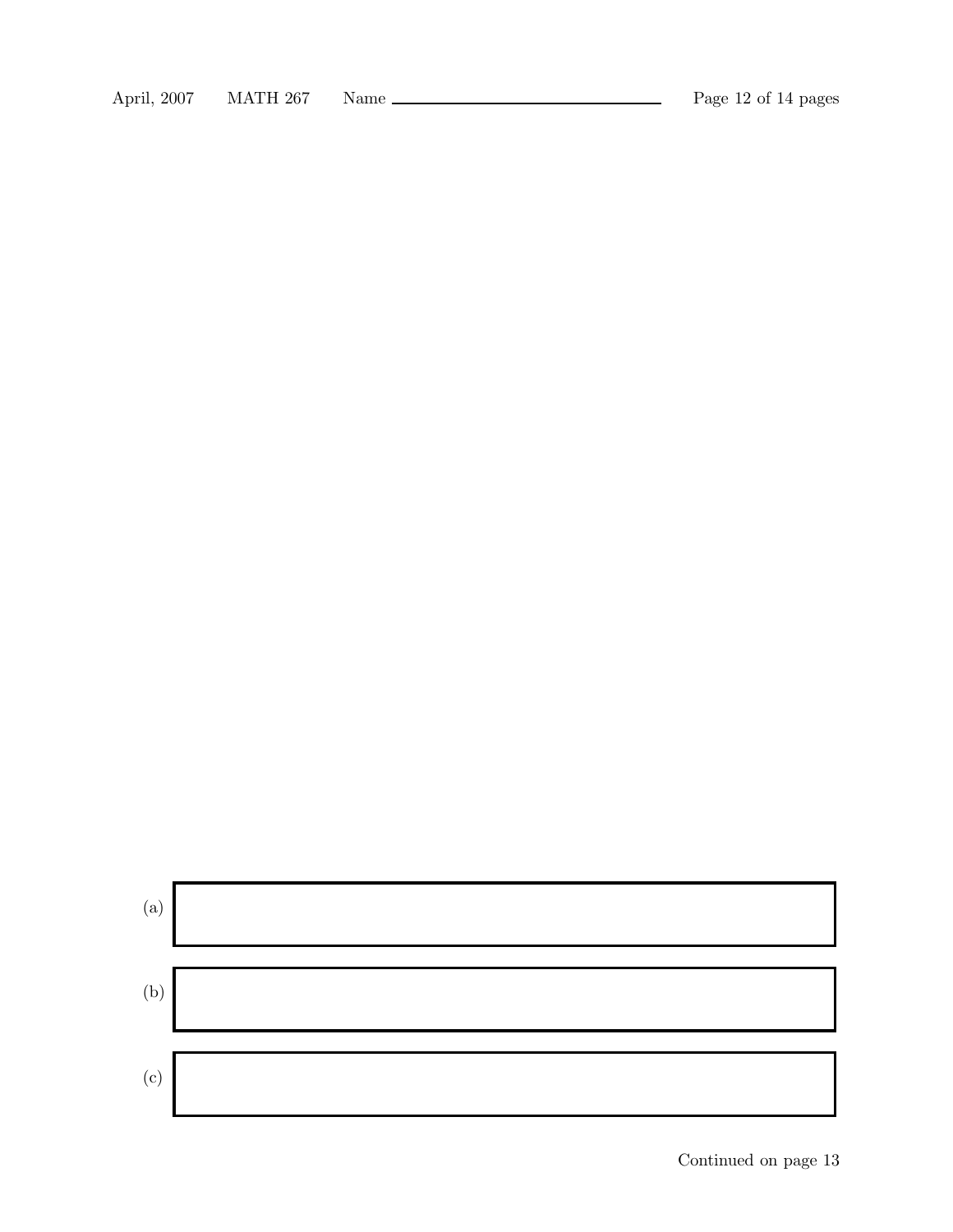(a)

(b)

(c)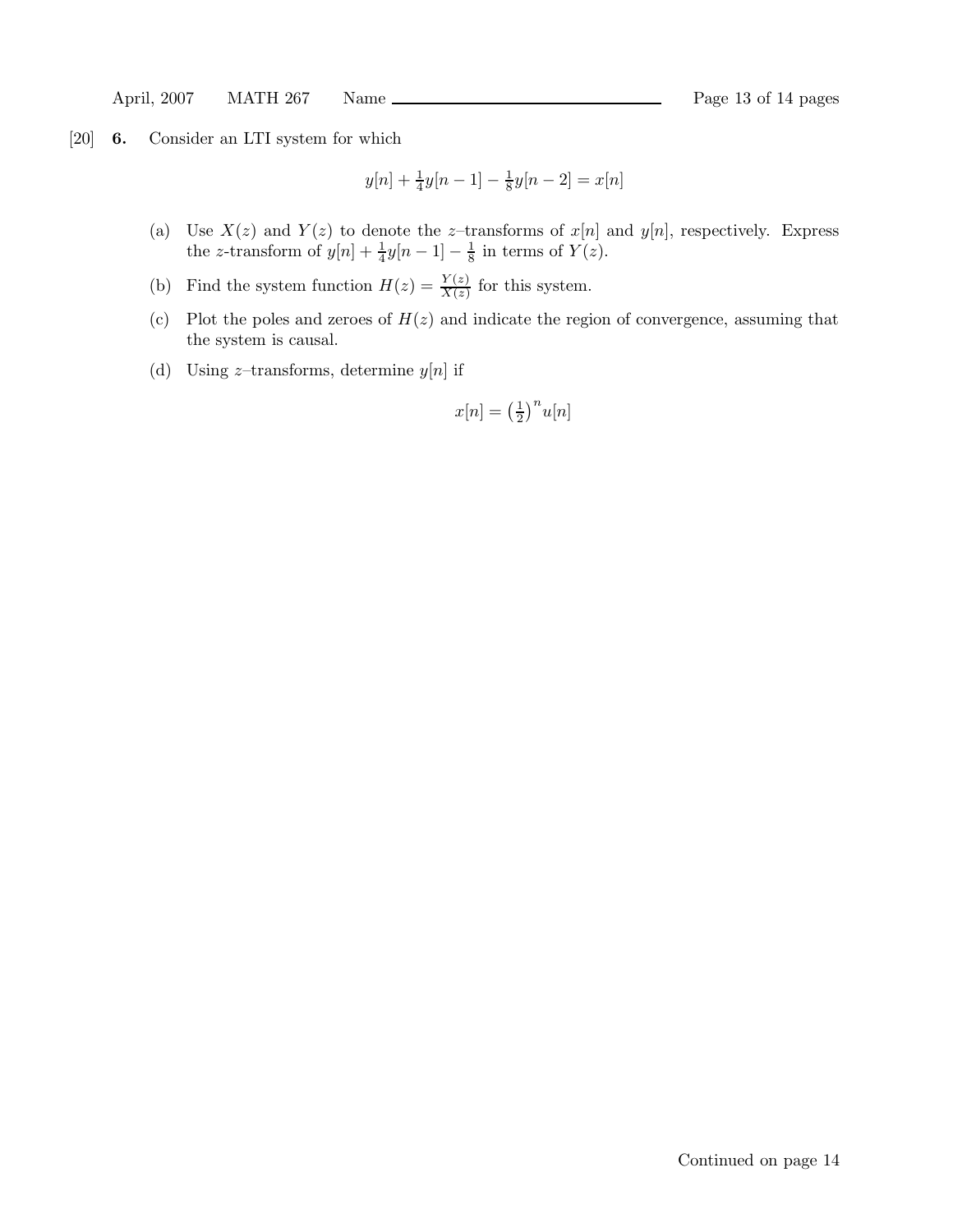[20] **6.** Consider an LTI system for which

$$y[n] + \tfrac{1}{4}y[n-1] - \tfrac{1}{8}y[n-2] = x[n]$$

(a) Use $X(z)$ and $Y(z)$ to denote the $z$–transforms of $x[n]$ and $y[n]$, respectively. Express the $z$-transform of $y[n] + \frac{1}{4}y[n-1] - \frac{1}{8}$ in terms of $Y(z)$.

(b) Find the system function $H(z) = \frac{Y(z)}{X(z)}$ for this system.

(c) Plot the poles and zeroes of $H(z)$ and indicate the region of convergence, assuming that the system is causal.

(d) Using $z$–transforms, determine $y[n]$ if

$$x[n] = \left(\tfrac{1}{2}\right)^n u[n]$$

Continued on page 14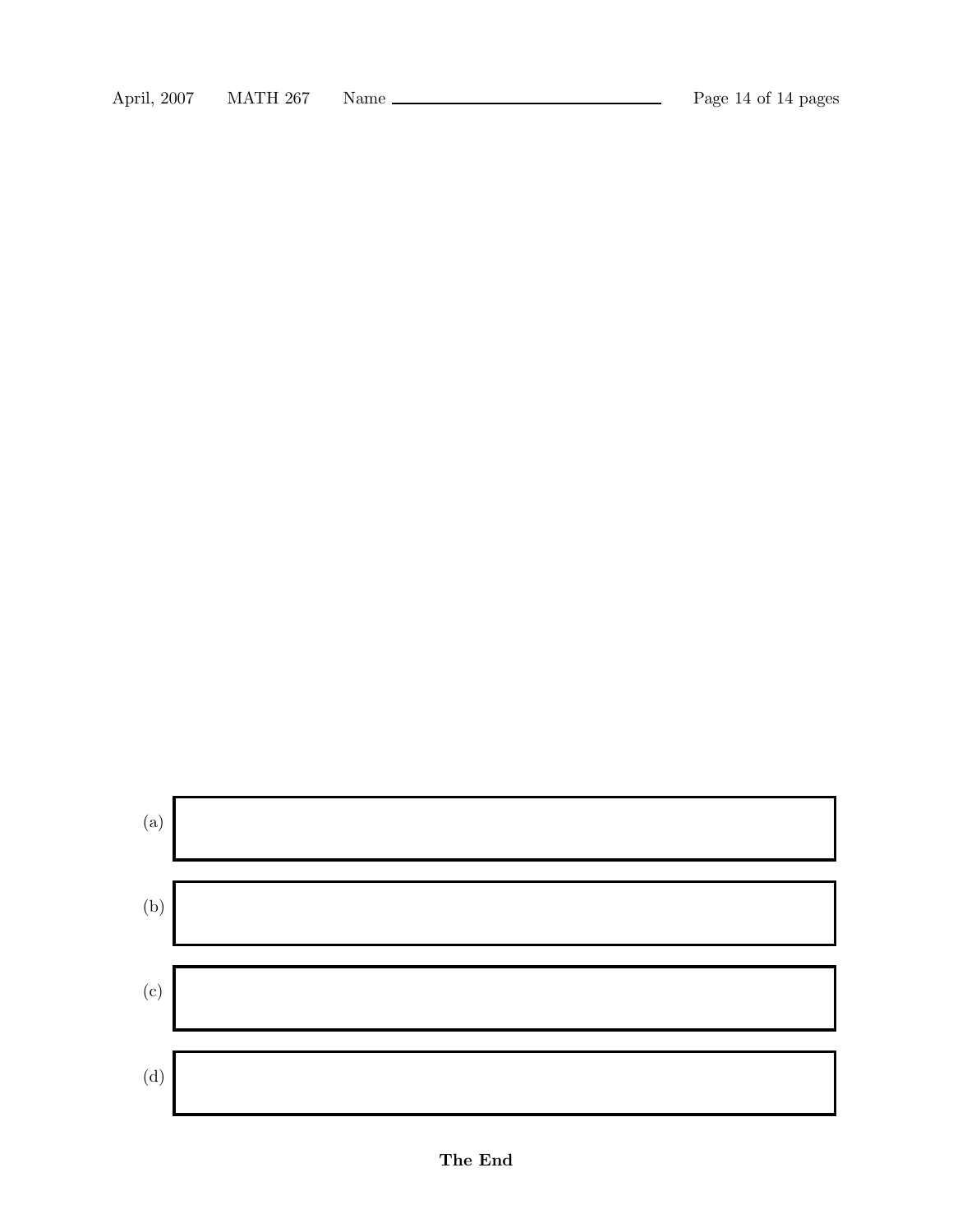(a)

(b)

(c)

(d)

**The End**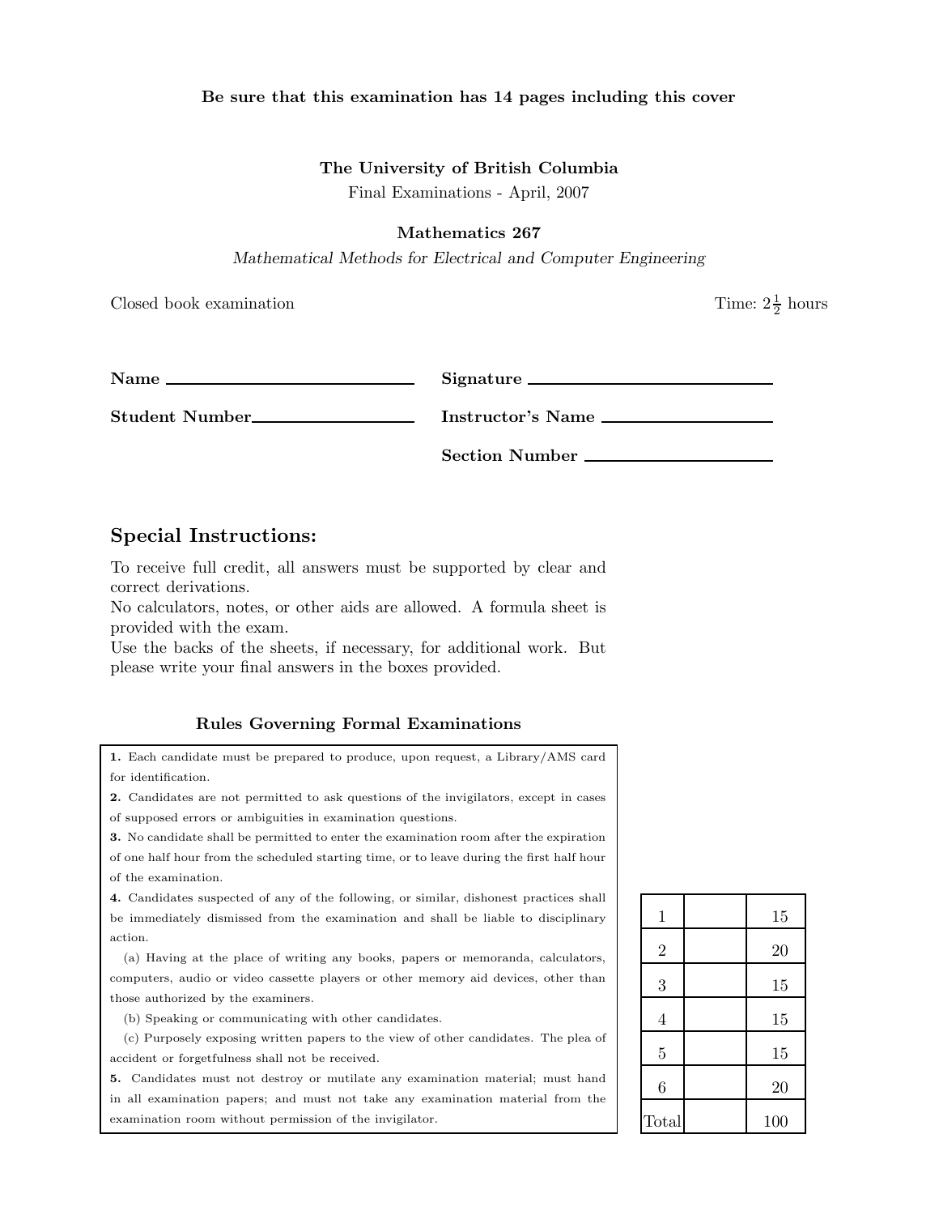**Be sure that this examination has 14 pages including this cover**

**The University of British Columbia**

Final Examinations - April, 2007

**Mathematics 267**

*Mathematical Methods for Electrical and Computer Engineering*

Closed book examination

Time: $2\frac{1}{2}$ hours

**Name** ______________________

**Signature** ______________________

**Student Number** ______________________

**Instructor's Name** ______________________

**Section Number** ______________________

## Special Instructions:

To receive full credit, all answers must be supported by clear and correct derivations.
No calculators, notes, or other aids are allowed. A formula sheet is provided with the exam.
Use the backs of the sheets, if necessary, for additional work. But please write your final answers in the boxes provided.

### Rules Governing Formal Examinations

**1.** Each candidate must be prepared to produce, upon request, a Library/AMS card for identification.

**2.** Candidates are not permitted to ask questions of the invigilators, except in cases of supposed errors or ambiguities in examination questions.

**3.** No candidate shall be permitted to enter the examination room after the expiration of one half hour from the scheduled starting time, or to leave during the first half hour of the examination.

**4.** Candidates suspected of any of the following, or similar, dishonest practices shall be immediately dismissed from the examination and shall be liable to disciplinary action.

(a) Having at the place of writing any books, papers or memoranda, calculators, computers, audio or video cassette players or other memory aid devices, other than those authorized by the examiners.

(b) Speaking or communicating with other candidates.

(c) Purposely exposing written papers to the view of other candidates. The plea of accident or forgetfulness shall not be received.

**5.** Candidates must not destroy or mutilate any examination material; must hand in all examination papers; and must not take any examination material from the examination room without permission of the invigilator.

| | | |
|---|---|---|
| 1 | | 15 |
| 2 | | 20 |
| 3 | | 15 |
| 4 | | 15 |
| 5 | | 15 |
| 6 | | 20 |
| Total | | 100 |